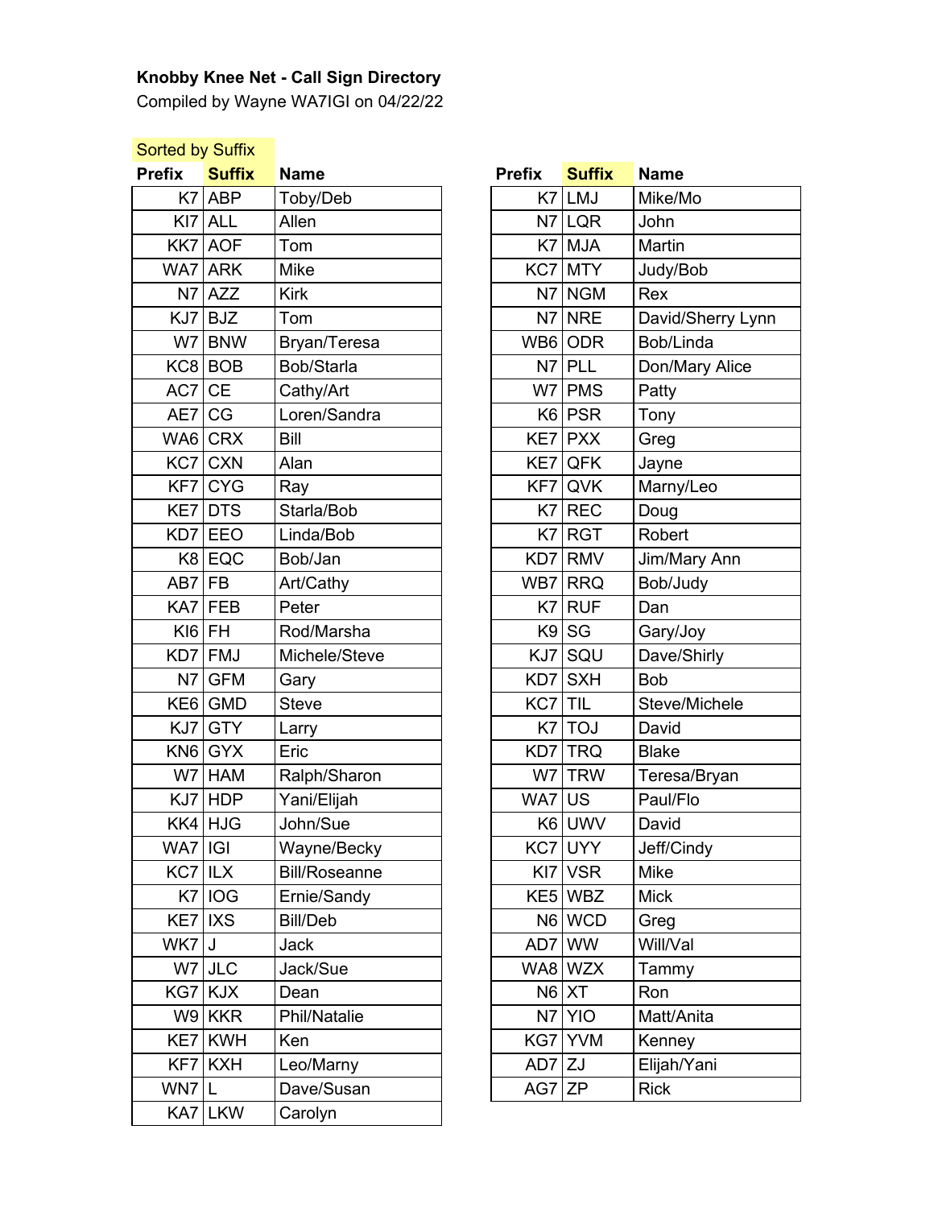**Knobby Knee Net - Call Sign Directory**

Compiled by Wayne WA7IGI on 04/22/22

Sorted by Suffix

| Prefix | Suffix | Name |
|---|---|---|
| K7 | ABP | Toby/Deb |
| KI7 | ALL | Allen |
| KK7 | AOF | Tom |
| WA7 | ARK | Mike |
| N7 | AZZ | Kirk |
| KJ7 | BJZ | Tom |
| W7 | BNW | Bryan/Teresa |
| KC8 | BOB | Bob/Starla |
| AC7 | CE | Cathy/Art |
| AE7 | CG | Loren/Sandra |
| WA6 | CRX | Bill |
| KC7 | CXN | Alan |
| KF7 | CYG | Ray |
| KE7 | DTS | Starla/Bob |
| KD7 | EEO | Linda/Bob |
| K8 | EQC | Bob/Jan |
| AB7 | FB | Art/Cathy |
| KA7 | FEB | Peter |
| KI6 | FH | Rod/Marsha |
| KD7 | FMJ | Michele/Steve |
| N7 | GFM | Gary |
| KE6 | GMD | Steve |
| KJ7 | GTY | Larry |
| KN6 | GYX | Eric |
| W7 | HAM | Ralph/Sharon |
| KJ7 | HDP | Yani/Elijah |
| KK4 | HJG | John/Sue |
| WA7 | IGI | Wayne/Becky |
| KC7 | ILX | Bill/Roseanne |
| K7 | IOG | Ernie/Sandy |
| KE7 | IXS | Bill/Deb |
| WK7 | J | Jack |
| W7 | JLC | Jack/Sue |
| KG7 | KJX | Dean |
| W9 | KKR | Phil/Natalie |
| KE7 | KWH | Ken |
| KF7 | KXH | Leo/Marny |
| WN7 | L | Dave/Susan |
| KA7 | LKW | Carolyn |
| K7 | LMJ | Mike/Mo |
| N7 | LQR | John |
| K7 | MJA | Martin |
| KC7 | MTY | Judy/Bob |
| N7 | NGM | Rex |
| N7 | NRE | David/Sherry Lynn |
| WB6 | ODR | Bob/Linda |
| N7 | PLL | Don/Mary Alice |
| W7 | PMS | Patty |
| K6 | PSR | Tony |
| KE7 | PXX | Greg |
| KE7 | QFK | Jayne |
| KF7 | QVK | Marny/Leo |
| K7 | REC | Doug |
| K7 | RGT | Robert |
| KD7 | RMV | Jim/Mary Ann |
| WB7 | RRQ | Bob/Judy |
| K7 | RUF | Dan |
| K9 | SG | Gary/Joy |
| KJ7 | SQU | Dave/Shirly |
| KD7 | SXH | Bob |
| KC7 | TIL | Steve/Michele |
| K7 | TOJ | David |
| KD7 | TRQ | Blake |
| W7 | TRW | Teresa/Bryan |
| WA7 | US | Paul/Flo |
| K6 | UWV | David |
| KC7 | UYY | Jeff/Cindy |
| KI7 | VSR | Mike |
| KE5 | WBZ | Mick |
| N6 | WCD | Greg |
| AD7 | WW | Will/Val |
| WA8 | WZX | Tammy |
| N6 | XT | Ron |
| N7 | YIO | Matt/Anita |
| KG7 | YVM | Kenney |
| AD7 | ZJ | Elijah/Yani |
| AG7 | ZP | Rick |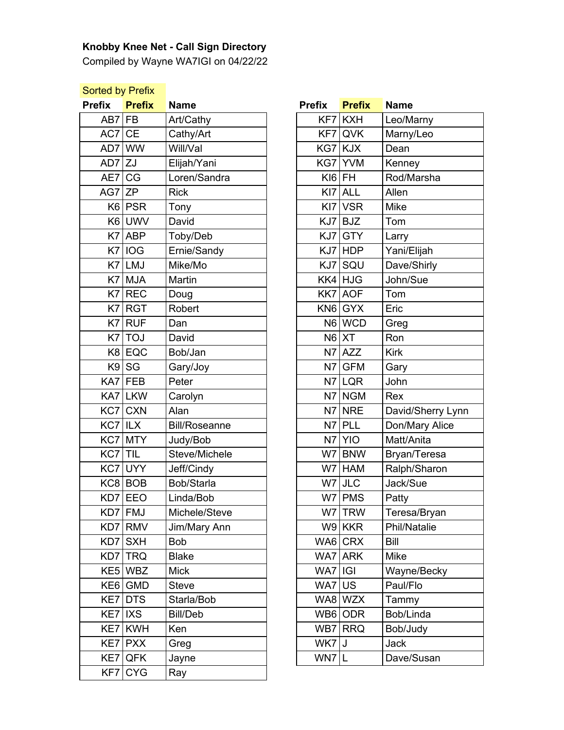**Knobby Knee Net - Call Sign Directory**

Compiled by Wayne WA7IGI on 04/22/22

Sorted by Prefix

| Prefix | Prefix | Name |
|---|---|---|
| AB7 | FB | Art/Cathy |
| AC7 | CE | Cathy/Art |
| AD7 | WW | Will/Val |
| AD7 | ZJ | Elijah/Yani |
| AE7 | CG | Loren/Sandra |
| AG7 | ZP | Rick |
| K6 | PSR | Tony |
| K6 | UWV | David |
| K7 | ABP | Toby/Deb |
| K7 | IOG | Ernie/Sandy |
| K7 | LMJ | Mike/Mo |
| K7 | MJA | Martin |
| K7 | REC | Doug |
| K7 | RGT | Robert |
| K7 | RUF | Dan |
| K7 | TOJ | David |
| K8 | EQC | Bob/Jan |
| K9 | SG | Gary/Joy |
| KA7 | FEB | Peter |
| KA7 | LKW | Carolyn |
| KC7 | CXN | Alan |
| KC7 | ILX | Bill/Roseanne |
| KC7 | MTY | Judy/Bob |
| KC7 | TIL | Steve/Michele |
| KC7 | UYY | Jeff/Cindy |
| KC8 | BOB | Bob/Starla |
| KD7 | EEO | Linda/Bob |
| KD7 | FMJ | Michele/Steve |
| KD7 | RMV | Jim/Mary Ann |
| KD7 | SXH | Bob |
| KD7 | TRQ | Blake |
| KE5 | WBZ | Mick |
| KE6 | GMD | Steve |
| KE7 | DTS | Starla/Bob |
| KE7 | IXS | Bill/Deb |
| KE7 | KWH | Ken |
| KE7 | PXX | Greg |
| KE7 | QFK | Jayne |
| KF7 | CYG | Ray |

| Prefix | Prefix | Name |
|---|---|---|
| KF7 | KXH | Leo/Marny |
| KF7 | QVK | Marny/Leo |
| KG7 | KJX | Dean |
| KG7 | YVM | Kenney |
| KI6 | FH | Rod/Marsha |
| KI7 | ALL | Allen |
| KI7 | VSR | Mike |
| KJ7 | BJZ | Tom |
| KJ7 | GTY | Larry |
| KJ7 | HDP | Yani/Elijah |
| KJ7 | SQU | Dave/Shirly |
| KK4 | HJG | John/Sue |
| KK7 | AOF | Tom |
| KN6 | GYX | Eric |
| N6 | WCD | Greg |
| N6 | XT | Ron |
| N7 | AZZ | Kirk |
| N7 | GFM | Gary |
| N7 | LQR | John |
| N7 | NGM | Rex |
| N7 | NRE | David/Sherry Lynn |
| N7 | PLL | Don/Mary Alice |
| N7 | YIO | Matt/Anita |
| W7 | BNW | Bryan/Teresa |
| W7 | HAM | Ralph/Sharon |
| W7 | JLC | Jack/Sue |
| W7 | PMS | Patty |
| W7 | TRW | Teresa/Bryan |
| W9 | KKR | Phil/Natalie |
| WA6 | CRX | Bill |
| WA7 | ARK | Mike |
| WA7 | IGI | Wayne/Becky |
| WA7 | US | Paul/Flo |
| WA8 | WZX | Tammy |
| WB6 | ODR | Bob/Linda |
| WB7 | RRQ | Bob/Judy |
| WK7 | J | Jack |
| WN7 | L | Dave/Susan |